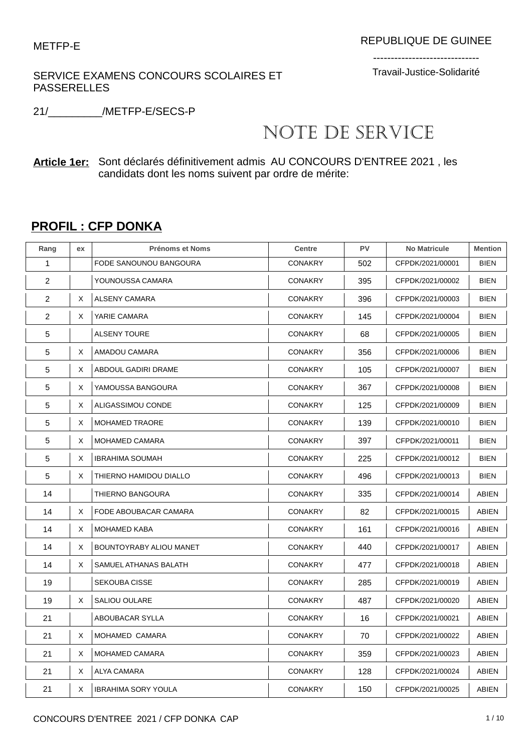METFP-E

REPUBLIQUE DE GUINEE

------------------------------

Travail-Justice-Solidarité

SERVICE EXAMENS CONCOURS SCOLAIRES ET PASSERELLES

21/_________/METFP-E/SECS-P

# NOTE DE SERVICE

**Article 1er:** Sont déclarés définitivement admis AU CONCOURS D'ENTREE 2021 , les candidats dont les noms suivent par ordre de mérite:

## PROFIL : CFP DONKA

| Rang | ex | Prénoms et Noms | Centre | PV | No Matricule | Mention |
|---|---|---|---|---|---|---|
| 1 | | FODE SANOUNOU BANGOURA | CONAKRY | 502 | CFPDK/2021/00001 | BIEN |
| 2 | | YOUNOUSSA CAMARA | CONAKRY | 395 | CFPDK/2021/00002 | BIEN |
| 2 | X | ALSENY CAMARA | CONAKRY | 396 | CFPDK/2021/00003 | BIEN |
| 2 | X | YARIE CAMARA | CONAKRY | 145 | CFPDK/2021/00004 | BIEN |
| 5 | | ALSENY TOURE | CONAKRY | 68 | CFPDK/2021/00005 | BIEN |
| 5 | X | AMADOU CAMARA | CONAKRY | 356 | CFPDK/2021/00006 | BIEN |
| 5 | X | ABDOUL GADIRI DRAME | CONAKRY | 105 | CFPDK/2021/00007 | BIEN |
| 5 | X | YAMOUSSA BANGOURA | CONAKRY | 367 | CFPDK/2021/00008 | BIEN |
| 5 | X | ALIGASSIMOU CONDE | CONAKRY | 125 | CFPDK/2021/00009 | BIEN |
| 5 | X | MOHAMED TRAORE | CONAKRY | 139 | CFPDK/2021/00010 | BIEN |
| 5 | X | MOHAMED CAMARA | CONAKRY | 397 | CFPDK/2021/00011 | BIEN |
| 5 | X | IBRAHIMA SOUMAH | CONAKRY | 225 | CFPDK/2021/00012 | BIEN |
| 5 | X | THIERNO HAMIDOU DIALLO | CONAKRY | 496 | CFPDK/2021/00013 | BIEN |
| 14 | | THIERNO BANGOURA | CONAKRY | 335 | CFPDK/2021/00014 | ABIEN |
| 14 | X | FODE ABOUBACAR CAMARA | CONAKRY | 82 | CFPDK/2021/00015 | ABIEN |
| 14 | X | MOHAMED KABA | CONAKRY | 161 | CFPDK/2021/00016 | ABIEN |
| 14 | X | BOUNTOYRABY ALIOU MANET | CONAKRY | 440 | CFPDK/2021/00017 | ABIEN |
| 14 | X | SAMUEL ATHANAS BALATH | CONAKRY | 477 | CFPDK/2021/00018 | ABIEN |
| 19 | | SEKOUBA CISSE | CONAKRY | 285 | CFPDK/2021/00019 | ABIEN |
| 19 | X | SALIOU OULARE | CONAKRY | 487 | CFPDK/2021/00020 | ABIEN |
| 21 | | ABOUBACAR SYLLA | CONAKRY | 16 | CFPDK/2021/00021 | ABIEN |
| 21 | X | MOHAMED CAMARA | CONAKRY | 70 | CFPDK/2021/00022 | ABIEN |
| 21 | X | MOHAMED CAMARA | CONAKRY | 359 | CFPDK/2021/00023 | ABIEN |
| 21 | X | ALYA CAMARA | CONAKRY | 128 | CFPDK/2021/00024 | ABIEN |
| 21 | X | IBRAHIMA SORY YOULA | CONAKRY | 150 | CFPDK/2021/00025 | ABIEN |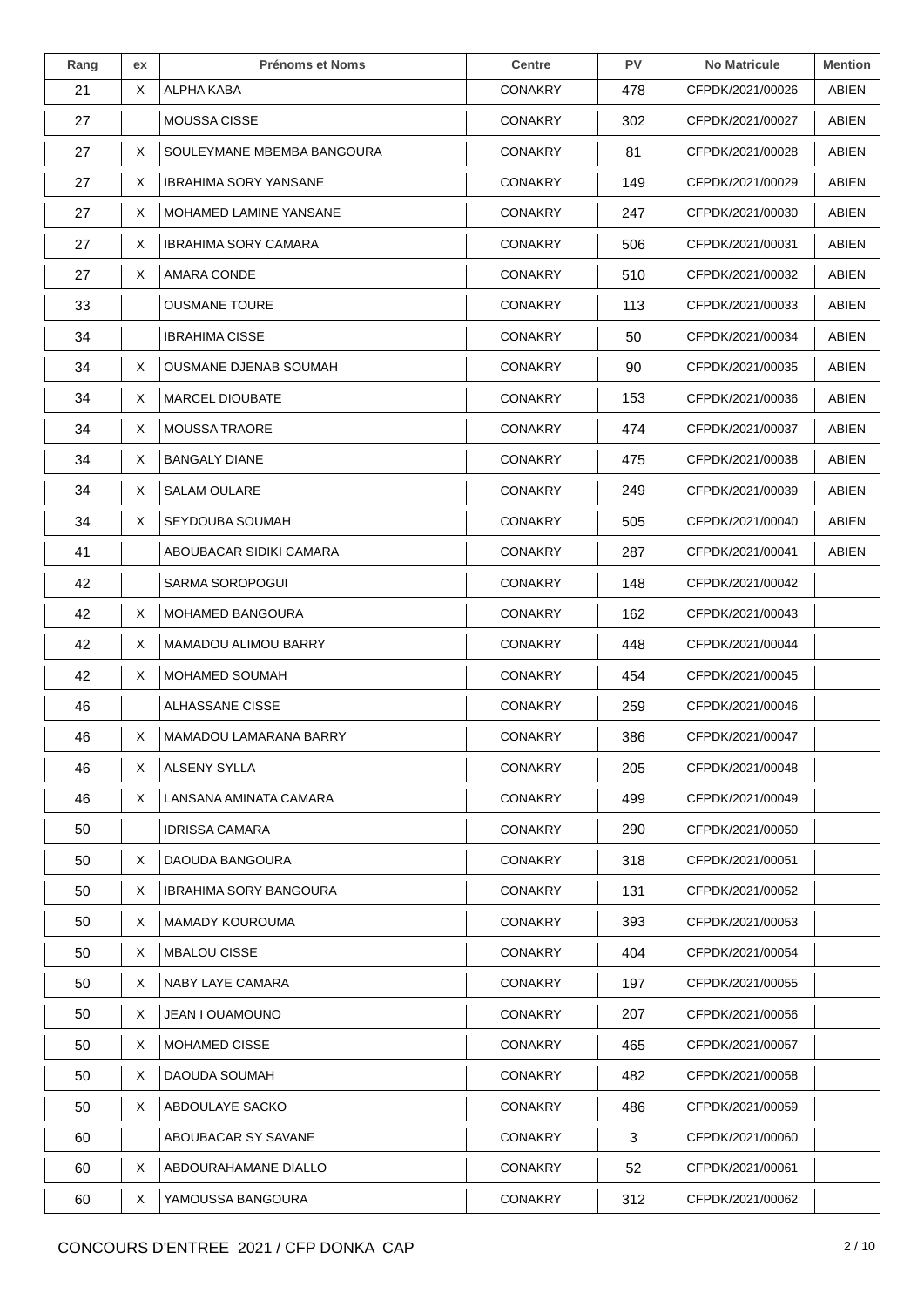| Rang | ex | Prénoms et Noms | Centre | PV | No Matricule | Mention |
|---|---|---|---|---|---|---|
| 21 | X | ALPHA KABA | CONAKRY | 478 | CFPDK/2021/00026 | ABIEN |
| 27 | | MOUSSA CISSE | CONAKRY | 302 | CFPDK/2021/00027 | ABIEN |
| 27 | X | SOULEYMANE MBEMBA BANGOURA | CONAKRY | 81 | CFPDK/2021/00028 | ABIEN |
| 27 | X | IBRAHIMA SORY YANSANE | CONAKRY | 149 | CFPDK/2021/00029 | ABIEN |
| 27 | X | MOHAMED LAMINE YANSANE | CONAKRY | 247 | CFPDK/2021/00030 | ABIEN |
| 27 | X | IBRAHIMA SORY CAMARA | CONAKRY | 506 | CFPDK/2021/00031 | ABIEN |
| 27 | X | AMARA CONDE | CONAKRY | 510 | CFPDK/2021/00032 | ABIEN |
| 33 | | OUSMANE TOURE | CONAKRY | 113 | CFPDK/2021/00033 | ABIEN |
| 34 | | IBRAHIMA CISSE | CONAKRY | 50 | CFPDK/2021/00034 | ABIEN |
| 34 | X | OUSMANE DJENAB SOUMAH | CONAKRY | 90 | CFPDK/2021/00035 | ABIEN |
| 34 | X | MARCEL DIOUBATE | CONAKRY | 153 | CFPDK/2021/00036 | ABIEN |
| 34 | X | MOUSSA TRAORE | CONAKRY | 474 | CFPDK/2021/00037 | ABIEN |
| 34 | X | BANGALY DIANE | CONAKRY | 475 | CFPDK/2021/00038 | ABIEN |
| 34 | X | SALAM OULARE | CONAKRY | 249 | CFPDK/2021/00039 | ABIEN |
| 34 | X | SEYDOUBA SOUMAH | CONAKRY | 505 | CFPDK/2021/00040 | ABIEN |
| 41 | | ABOUBACAR SIDIKI CAMARA | CONAKRY | 287 | CFPDK/2021/00041 | ABIEN |
| 42 | | SARMA SOROPOGUI | CONAKRY | 148 | CFPDK/2021/00042 | |
| 42 | X | MOHAMED BANGOURA | CONAKRY | 162 | CFPDK/2021/00043 | |
| 42 | X | MAMADOU ALIMOU BARRY | CONAKRY | 448 | CFPDK/2021/00044 | |
| 42 | X | MOHAMED SOUMAH | CONAKRY | 454 | CFPDK/2021/00045 | |
| 46 | | ALHASSANE CISSE | CONAKRY | 259 | CFPDK/2021/00046 | |
| 46 | X | MAMADOU LAMARANA BARRY | CONAKRY | 386 | CFPDK/2021/00047 | |
| 46 | X | ALSENY SYLLA | CONAKRY | 205 | CFPDK/2021/00048 | |
| 46 | X | LANSANA AMINATA CAMARA | CONAKRY | 499 | CFPDK/2021/00049 | |
| 50 | | IDRISSA CAMARA | CONAKRY | 290 | CFPDK/2021/00050 | |
| 50 | X | DAOUDA BANGOURA | CONAKRY | 318 | CFPDK/2021/00051 | |
| 50 | X | IBRAHIMA SORY BANGOURA | CONAKRY | 131 | CFPDK/2021/00052 | |
| 50 | X | MAMADY KOUROUMA | CONAKRY | 393 | CFPDK/2021/00053 | |
| 50 | X | MBALOU CISSE | CONAKRY | 404 | CFPDK/2021/00054 | |
| 50 | X | NABY LAYE CAMARA | CONAKRY | 197 | CFPDK/2021/00055 | |
| 50 | X | JEAN I OUAMOUNO | CONAKRY | 207 | CFPDK/2021/00056 | |
| 50 | X | MOHAMED CISSE | CONAKRY | 465 | CFPDK/2021/00057 | |
| 50 | X | DAOUDA SOUMAH | CONAKRY | 482 | CFPDK/2021/00058 | |
| 50 | X | ABDOULAYE SACKO | CONAKRY | 486 | CFPDK/2021/00059 | |
| 60 | | ABOUBACAR SY SAVANE | CONAKRY | 3 | CFPDK/2021/00060 | |
| 60 | X | ABDOURAHAMANE DIALLO | CONAKRY | 52 | CFPDK/2021/00061 | |
| 60 | X | YAMOUSSA BANGOURA | CONAKRY | 312 | CFPDK/2021/00062 | |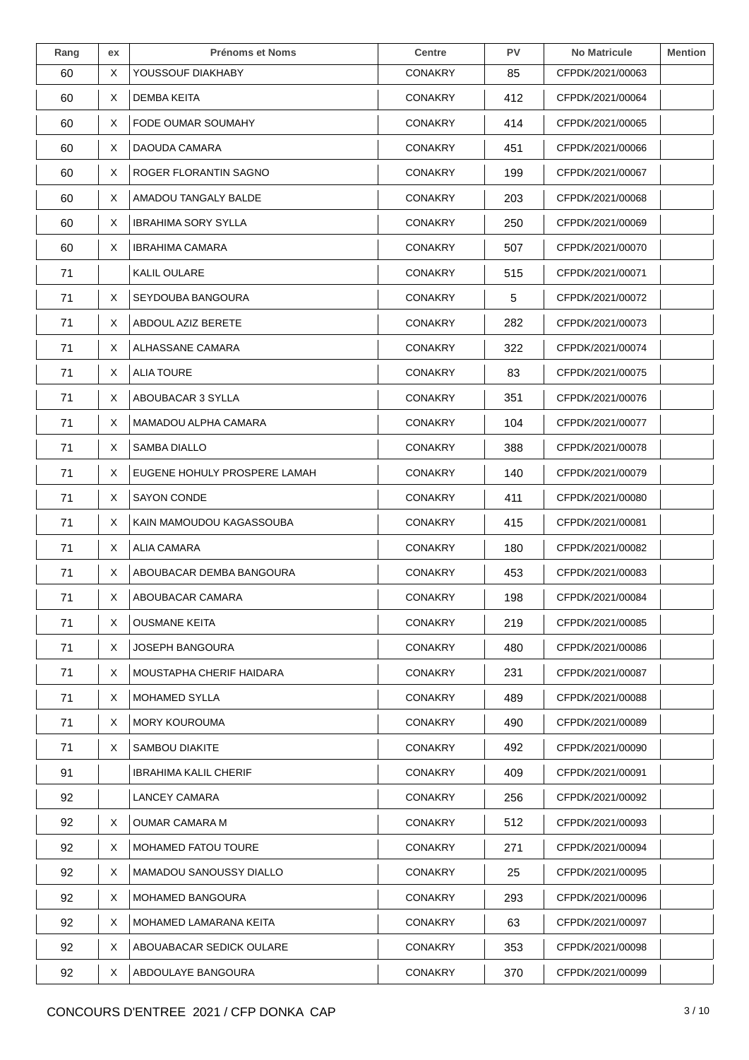| Rang | ex | Prénoms et Noms | Centre | PV | No Matricule | Mention |
|---|---|---|---|---|---|---|
| 60 | X | YOUSSOUF DIAKHABY | CONAKRY | 85 | CFPDK/2021/00063 | |
| 60 | X | DEMBA KEITA | CONAKRY | 412 | CFPDK/2021/00064 | |
| 60 | X | FODE OUMAR SOUMAHY | CONAKRY | 414 | CFPDK/2021/00065 | |
| 60 | X | DAOUDA CAMARA | CONAKRY | 451 | CFPDK/2021/00066 | |
| 60 | X | ROGER FLORANTIN SAGNO | CONAKRY | 199 | CFPDK/2021/00067 | |
| 60 | X | AMADOU TANGALY BALDE | CONAKRY | 203 | CFPDK/2021/00068 | |
| 60 | X | IBRAHIMA SORY SYLLA | CONAKRY | 250 | CFPDK/2021/00069 | |
| 60 | X | IBRAHIMA CAMARA | CONAKRY | 507 | CFPDK/2021/00070 | |
| 71 | | KALIL OULARE | CONAKRY | 515 | CFPDK/2021/00071 | |
| 71 | X | SEYDOUBA BANGOURA | CONAKRY | 5 | CFPDK/2021/00072 | |
| 71 | X | ABDOUL AZIZ BERETE | CONAKRY | 282 | CFPDK/2021/00073 | |
| 71 | X | ALHASSANE CAMARA | CONAKRY | 322 | CFPDK/2021/00074 | |
| 71 | X | ALIA TOURE | CONAKRY | 83 | CFPDK/2021/00075 | |
| 71 | X | ABOUBACAR 3 SYLLA | CONAKRY | 351 | CFPDK/2021/00076 | |
| 71 | X | MAMADOU ALPHA CAMARA | CONAKRY | 104 | CFPDK/2021/00077 | |
| 71 | X | SAMBA DIALLO | CONAKRY | 388 | CFPDK/2021/00078 | |
| 71 | X | EUGENE HOHULY PROSPERE LAMAH | CONAKRY | 140 | CFPDK/2021/00079 | |
| 71 | X | SAYON CONDE | CONAKRY | 411 | CFPDK/2021/00080 | |
| 71 | X | KAIN MAMOUDOU KAGASSOUBA | CONAKRY | 415 | CFPDK/2021/00081 | |
| 71 | X | ALIA CAMARA | CONAKRY | 180 | CFPDK/2021/00082 | |
| 71 | X | ABOUBACAR DEMBA BANGOURA | CONAKRY | 453 | CFPDK/2021/00083 | |
| 71 | X | ABOUBACAR CAMARA | CONAKRY | 198 | CFPDK/2021/00084 | |
| 71 | X | OUSMANE KEITA | CONAKRY | 219 | CFPDK/2021/00085 | |
| 71 | X | JOSEPH BANGOURA | CONAKRY | 480 | CFPDK/2021/00086 | |
| 71 | X | MOUSTAPHA CHERIF HAIDARA | CONAKRY | 231 | CFPDK/2021/00087 | |
| 71 | X | MOHAMED SYLLA | CONAKRY | 489 | CFPDK/2021/00088 | |
| 71 | X | MORY KOUROUMA | CONAKRY | 490 | CFPDK/2021/00089 | |
| 71 | X | SAMBOU DIAKITE | CONAKRY | 492 | CFPDK/2021/00090 | |
| 91 | | IBRAHIMA KALIL CHERIF | CONAKRY | 409 | CFPDK/2021/00091 | |
| 92 | | LANCEY CAMARA | CONAKRY | 256 | CFPDK/2021/00092 | |
| 92 | X | OUMAR CAMARA M | CONAKRY | 512 | CFPDK/2021/00093 | |
| 92 | X | MOHAMED FATOU TOURE | CONAKRY | 271 | CFPDK/2021/00094 | |
| 92 | X | MAMADOU SANOUSSY DIALLO | CONAKRY | 25 | CFPDK/2021/00095 | |
| 92 | X | MOHAMED BANGOURA | CONAKRY | 293 | CFPDK/2021/00096 | |
| 92 | X | MOHAMED LAMARANA KEITA | CONAKRY | 63 | CFPDK/2021/00097 | |
| 92 | X | ABOUABACAR SEDICK OULARE | CONAKRY | 353 | CFPDK/2021/00098 | |
| 92 | X | ABDOULAYE BANGOURA | CONAKRY | 370 | CFPDK/2021/00099 | |

CONCOURS D'ENTREE 2021 / CFP DONKA CAP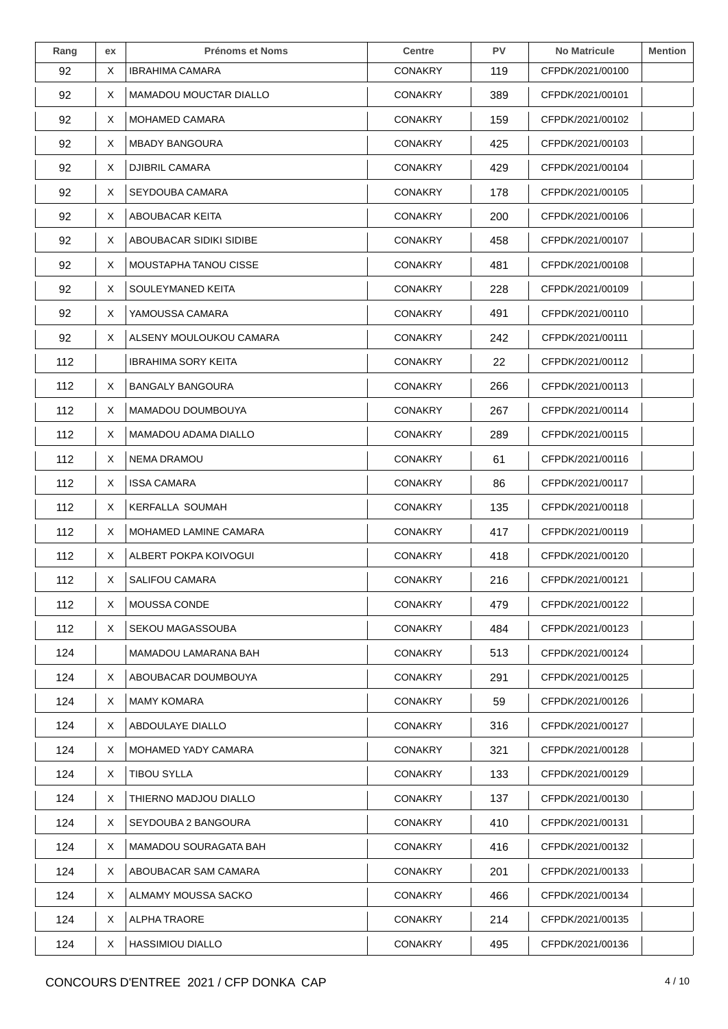| Rang | ex | Prénoms et Noms | Centre | PV | No Matricule | Mention |
|---|---|---|---|---|---|---|
| 92 | X | IBRAHIMA CAMARA | CONAKRY | 119 | CFPDK/2021/00100 | |
| 92 | X | MAMADOU MOUCTAR DIALLO | CONAKRY | 389 | CFPDK/2021/00101 | |
| 92 | X | MOHAMED CAMARA | CONAKRY | 159 | CFPDK/2021/00102 | |
| 92 | X | MBADY BANGOURA | CONAKRY | 425 | CFPDK/2021/00103 | |
| 92 | X | DJIBRIL CAMARA | CONAKRY | 429 | CFPDK/2021/00104 | |
| 92 | X | SEYDOUBA CAMARA | CONAKRY | 178 | CFPDK/2021/00105 | |
| 92 | X | ABOUBACAR KEITA | CONAKRY | 200 | CFPDK/2021/00106 | |
| 92 | X | ABOUBACAR SIDIKI SIDIBE | CONAKRY | 458 | CFPDK/2021/00107 | |
| 92 | X | MOUSTAPHA TANOU CISSE | CONAKRY | 481 | CFPDK/2021/00108 | |
| 92 | X | SOULEYMANED KEITA | CONAKRY | 228 | CFPDK/2021/00109 | |
| 92 | X | YAMOUSSA CAMARA | CONAKRY | 491 | CFPDK/2021/00110 | |
| 92 | X | ALSENY MOULOUKOU CAMARA | CONAKRY | 242 | CFPDK/2021/00111 | |
| 112 | | IBRAHIMA SORY KEITA | CONAKRY | 22 | CFPDK/2021/00112 | |
| 112 | X | BANGALY BANGOURA | CONAKRY | 266 | CFPDK/2021/00113 | |
| 112 | X | MAMADOU DOUMBOUYA | CONAKRY | 267 | CFPDK/2021/00114 | |
| 112 | X | MAMADOU ADAMA DIALLO | CONAKRY | 289 | CFPDK/2021/00115 | |
| 112 | X | NEMA DRAMOU | CONAKRY | 61 | CFPDK/2021/00116 | |
| 112 | X | ISSA CAMARA | CONAKRY | 86 | CFPDK/2021/00117 | |
| 112 | X | KERFALLA SOUMAH | CONAKRY | 135 | CFPDK/2021/00118 | |
| 112 | X | MOHAMED LAMINE CAMARA | CONAKRY | 417 | CFPDK/2021/00119 | |
| 112 | X | ALBERT POKPA KOIVOGUI | CONAKRY | 418 | CFPDK/2021/00120 | |
| 112 | X | SALIFOU CAMARA | CONAKRY | 216 | CFPDK/2021/00121 | |
| 112 | X | MOUSSA CONDE | CONAKRY | 479 | CFPDK/2021/00122 | |
| 112 | X | SEKOU MAGASSOUBA | CONAKRY | 484 | CFPDK/2021/00123 | |
| 124 | | MAMADOU LAMARANA BAH | CONAKRY | 513 | CFPDK/2021/00124 | |
| 124 | X | ABOUBACAR DOUMBOUYA | CONAKRY | 291 | CFPDK/2021/00125 | |
| 124 | X | MAMY KOMARA | CONAKRY | 59 | CFPDK/2021/00126 | |
| 124 | X | ABDOULAYE DIALLO | CONAKRY | 316 | CFPDK/2021/00127 | |
| 124 | X | MOHAMED YADY CAMARA | CONAKRY | 321 | CFPDK/2021/00128 | |
| 124 | X | TIBOU SYLLA | CONAKRY | 133 | CFPDK/2021/00129 | |
| 124 | X | THIERNO MADJOU DIALLO | CONAKRY | 137 | CFPDK/2021/00130 | |
| 124 | X | SEYDOUBA 2 BANGOURA | CONAKRY | 410 | CFPDK/2021/00131 | |
| 124 | X | MAMADOU SOURAGATA BAH | CONAKRY | 416 | CFPDK/2021/00132 | |
| 124 | X | ABOUBACAR SAM CAMARA | CONAKRY | 201 | CFPDK/2021/00133 | |
| 124 | X | ALMAMY MOUSSA SACKO | CONAKRY | 466 | CFPDK/2021/00134 | |
| 124 | X | ALPHA TRAORE | CONAKRY | 214 | CFPDK/2021/00135 | |
| 124 | X | HASSIMIOU DIALLO | CONAKRY | 495 | CFPDK/2021/00136 | |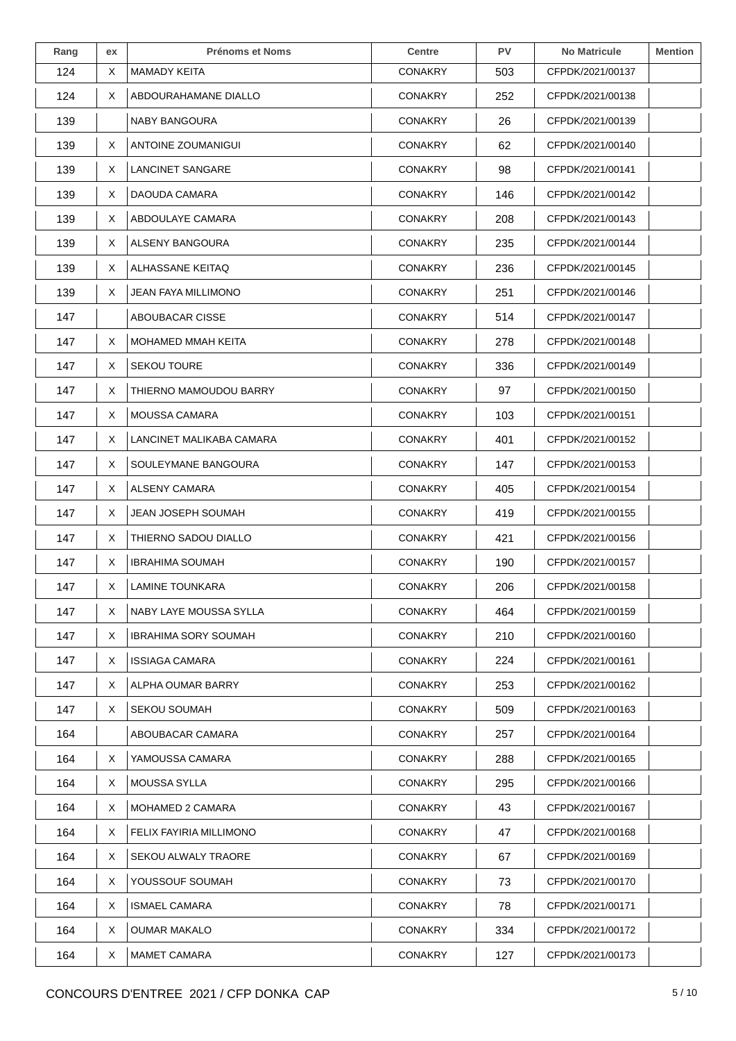| Rang | ex | Prénoms et Noms | Centre | PV | No Matricule | Mention |
|---|---|---|---|---|---|---|
| 124 | X | MAMADY KEITA | CONAKRY | 503 | CFPDK/2021/00137 | |
| 124 | X | ABDOURAHAMANE DIALLO | CONAKRY | 252 | CFPDK/2021/00138 | |
| 139 | | NABY BANGOURA | CONAKRY | 26 | CFPDK/2021/00139 | |
| 139 | X | ANTOINE ZOUMANIGUI | CONAKRY | 62 | CFPDK/2021/00140 | |
| 139 | X | LANCINET SANGARE | CONAKRY | 98 | CFPDK/2021/00141 | |
| 139 | X | DAOUDA CAMARA | CONAKRY | 146 | CFPDK/2021/00142 | |
| 139 | X | ABDOULAYE CAMARA | CONAKRY | 208 | CFPDK/2021/00143 | |
| 139 | X | ALSENY BANGOURA | CONAKRY | 235 | CFPDK/2021/00144 | |
| 139 | X | ALHASSANE KEITAQ | CONAKRY | 236 | CFPDK/2021/00145 | |
| 139 | X | JEAN FAYA MILLIMONO | CONAKRY | 251 | CFPDK/2021/00146 | |
| 147 | | ABOUBACAR CISSE | CONAKRY | 514 | CFPDK/2021/00147 | |
| 147 | X | MOHAMED MMAH KEITA | CONAKRY | 278 | CFPDK/2021/00148 | |
| 147 | X | SEKOU TOURE | CONAKRY | 336 | CFPDK/2021/00149 | |
| 147 | X | THIERNO MAMOUDOU BARRY | CONAKRY | 97 | CFPDK/2021/00150 | |
| 147 | X | MOUSSA CAMARA | CONAKRY | 103 | CFPDK/2021/00151 | |
| 147 | X | LANCINET MALIKABA CAMARA | CONAKRY | 401 | CFPDK/2021/00152 | |
| 147 | X | SOULEYMANE BANGOURA | CONAKRY | 147 | CFPDK/2021/00153 | |
| 147 | X | ALSENY CAMARA | CONAKRY | 405 | CFPDK/2021/00154 | |
| 147 | X | JEAN JOSEPH SOUMAH | CONAKRY | 419 | CFPDK/2021/00155 | |
| 147 | X | THIERNO SADOU DIALLO | CONAKRY | 421 | CFPDK/2021/00156 | |
| 147 | X | IBRAHIMA SOUMAH | CONAKRY | 190 | CFPDK/2021/00157 | |
| 147 | X | LAMINE TOUNKARA | CONAKRY | 206 | CFPDK/2021/00158 | |
| 147 | X | NABY LAYE MOUSSA SYLLA | CONAKRY | 464 | CFPDK/2021/00159 | |
| 147 | X | IBRAHIMA SORY SOUMAH | CONAKRY | 210 | CFPDK/2021/00160 | |
| 147 | X | ISSIAGA CAMARA | CONAKRY | 224 | CFPDK/2021/00161 | |
| 147 | X | ALPHA OUMAR BARRY | CONAKRY | 253 | CFPDK/2021/00162 | |
| 147 | X | SEKOU SOUMAH | CONAKRY | 509 | CFPDK/2021/00163 | |
| 164 | | ABOUBACAR CAMARA | CONAKRY | 257 | CFPDK/2021/00164 | |
| 164 | X | YAMOUSSA CAMARA | CONAKRY | 288 | CFPDK/2021/00165 | |
| 164 | X | MOUSSA SYLLA | CONAKRY | 295 | CFPDK/2021/00166 | |
| 164 | X | MOHAMED 2 CAMARA | CONAKRY | 43 | CFPDK/2021/00167 | |
| 164 | X | FELIX FAYIRIA MILLIMONO | CONAKRY | 47 | CFPDK/2021/00168 | |
| 164 | X | SEKOU ALWALY TRAORE | CONAKRY | 67 | CFPDK/2021/00169 | |
| 164 | X | YOUSSOUF SOUMAH | CONAKRY | 73 | CFPDK/2021/00170 | |
| 164 | X | ISMAEL CAMARA | CONAKRY | 78 | CFPDK/2021/00171 | |
| 164 | X | OUMAR MAKALO | CONAKRY | 334 | CFPDK/2021/00172 | |
| 164 | X | MAMET CAMARA | CONAKRY | 127 | CFPDK/2021/00173 | |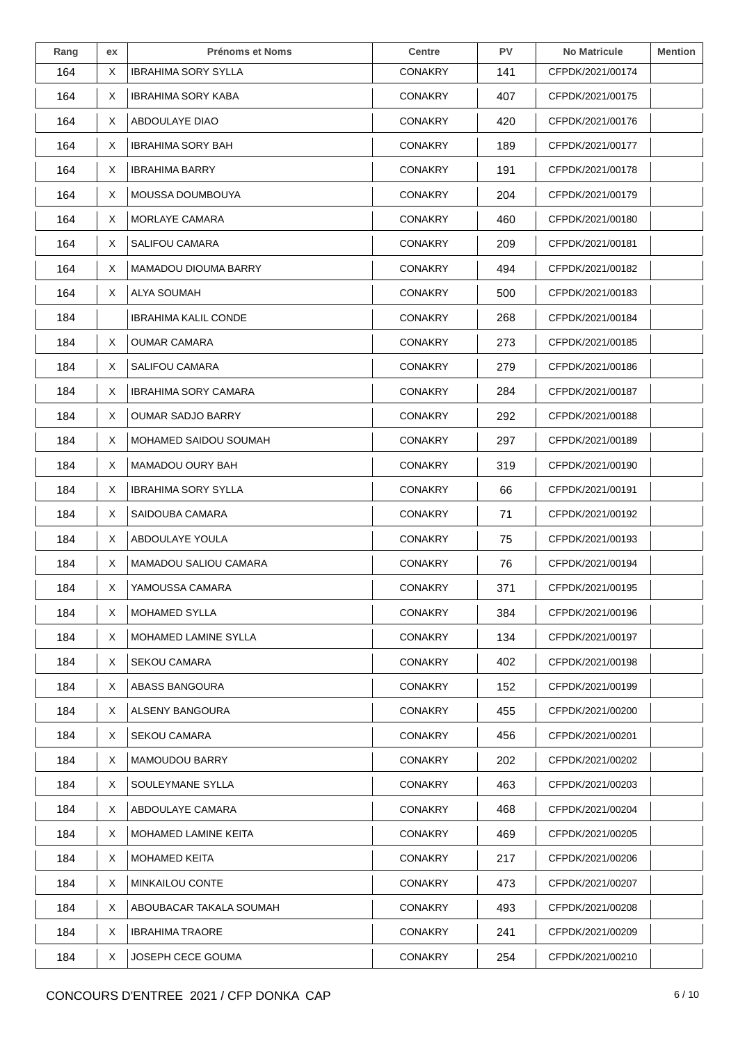| Rang | ex | Prénoms et Noms | Centre | PV | No Matricule | Mention |
|---|---|---|---|---|---|---|
| 164 | X | IBRAHIMA SORY SYLLA | CONAKRY | 141 | CFPDK/2021/00174 | |
| 164 | X | IBRAHIMA SORY KABA | CONAKRY | 407 | CFPDK/2021/00175 | |
| 164 | X | ABDOULAYE DIAO | CONAKRY | 420 | CFPDK/2021/00176 | |
| 164 | X | IBRAHIMA SORY BAH | CONAKRY | 189 | CFPDK/2021/00177 | |
| 164 | X | IBRAHIMA BARRY | CONAKRY | 191 | CFPDK/2021/00178 | |
| 164 | X | MOUSSA DOUMBOUYA | CONAKRY | 204 | CFPDK/2021/00179 | |
| 164 | X | MORLAYE CAMARA | CONAKRY | 460 | CFPDK/2021/00180 | |
| 164 | X | SALIFOU CAMARA | CONAKRY | 209 | CFPDK/2021/00181 | |
| 164 | X | MAMADOU DIOUMA BARRY | CONAKRY | 494 | CFPDK/2021/00182 | |
| 164 | X | ALYA SOUMAH | CONAKRY | 500 | CFPDK/2021/00183 | |
| 184 | | IBRAHIMA KALIL CONDE | CONAKRY | 268 | CFPDK/2021/00184 | |
| 184 | X | OUMAR CAMARA | CONAKRY | 273 | CFPDK/2021/00185 | |
| 184 | X | SALIFOU CAMARA | CONAKRY | 279 | CFPDK/2021/00186 | |
| 184 | X | IBRAHIMA SORY CAMARA | CONAKRY | 284 | CFPDK/2021/00187 | |
| 184 | X | OUMAR SADJO BARRY | CONAKRY | 292 | CFPDK/2021/00188 | |
| 184 | X | MOHAMED SAIDOU SOUMAH | CONAKRY | 297 | CFPDK/2021/00189 | |
| 184 | X | MAMADOU OURY BAH | CONAKRY | 319 | CFPDK/2021/00190 | |
| 184 | X | IBRAHIMA SORY SYLLA | CONAKRY | 66 | CFPDK/2021/00191 | |
| 184 | X | SAIDOUBA CAMARA | CONAKRY | 71 | CFPDK/2021/00192 | |
| 184 | X | ABDOULAYE YOULA | CONAKRY | 75 | CFPDK/2021/00193 | |
| 184 | X | MAMADOU SALIOU CAMARA | CONAKRY | 76 | CFPDK/2021/00194 | |
| 184 | X | YAMOUSSA CAMARA | CONAKRY | 371 | CFPDK/2021/00195 | |
| 184 | X | MOHAMED SYLLA | CONAKRY | 384 | CFPDK/2021/00196 | |
| 184 | X | MOHAMED LAMINE SYLLA | CONAKRY | 134 | CFPDK/2021/00197 | |
| 184 | X | SEKOU CAMARA | CONAKRY | 402 | CFPDK/2021/00198 | |
| 184 | X | ABASS BANGOURA | CONAKRY | 152 | CFPDK/2021/00199 | |
| 184 | X | ALSENY BANGOURA | CONAKRY | 455 | CFPDK/2021/00200 | |
| 184 | X | SEKOU CAMARA | CONAKRY | 456 | CFPDK/2021/00201 | |
| 184 | X | MAMOUDOU BARRY | CONAKRY | 202 | CFPDK/2021/00202 | |
| 184 | X | SOULEYMANE SYLLA | CONAKRY | 463 | CFPDK/2021/00203 | |
| 184 | X | ABDOULAYE CAMARA | CONAKRY | 468 | CFPDK/2021/00204 | |
| 184 | X | MOHAMED LAMINE KEITA | CONAKRY | 469 | CFPDK/2021/00205 | |
| 184 | X | MOHAMED KEITA | CONAKRY | 217 | CFPDK/2021/00206 | |
| 184 | X | MINKAILOU CONTE | CONAKRY | 473 | CFPDK/2021/00207 | |
| 184 | X | ABOUBACAR TAKALA SOUMAH | CONAKRY | 493 | CFPDK/2021/00208 | |
| 184 | X | IBRAHIMA TRAORE | CONAKRY | 241 | CFPDK/2021/00209 | |
| 184 | X | JOSEPH CECE GOUMA | CONAKRY | 254 | CFPDK/2021/00210 | |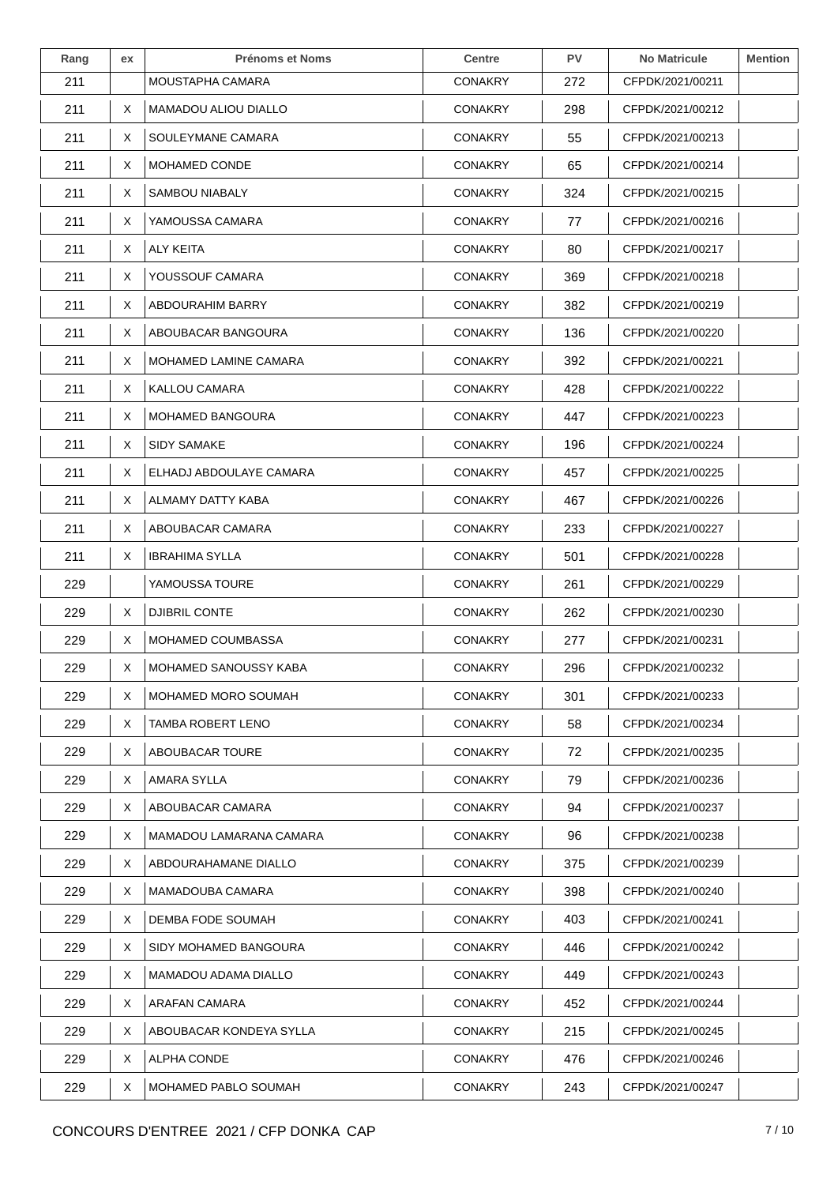| Rang | ex | Prénoms et Noms | Centre | PV | No Matricule | Mention |
|---|---|---|---|---|---|---|
| 211 | | MOUSTAPHA CAMARA | CONAKRY | 272 | CFPDK/2021/00211 | |
| 211 | X | MAMADOU ALIOU DIALLO | CONAKRY | 298 | CFPDK/2021/00212 | |
| 211 | X | SOULEYMANE CAMARA | CONAKRY | 55 | CFPDK/2021/00213 | |
| 211 | X | MOHAMED CONDE | CONAKRY | 65 | CFPDK/2021/00214 | |
| 211 | X | SAMBOU NIABALY | CONAKRY | 324 | CFPDK/2021/00215 | |
| 211 | X | YAMOUSSA CAMARA | CONAKRY | 77 | CFPDK/2021/00216 | |
| 211 | X | ALY KEITA | CONAKRY | 80 | CFPDK/2021/00217 | |
| 211 | X | YOUSSOUF CAMARA | CONAKRY | 369 | CFPDK/2021/00218 | |
| 211 | X | ABDOURAHIM BARRY | CONAKRY | 382 | CFPDK/2021/00219 | |
| 211 | X | ABOUBACAR BANGOURA | CONAKRY | 136 | CFPDK/2021/00220 | |
| 211 | X | MOHAMED LAMINE CAMARA | CONAKRY | 392 | CFPDK/2021/00221 | |
| 211 | X | KALLOU CAMARA | CONAKRY | 428 | CFPDK/2021/00222 | |
| 211 | X | MOHAMED BANGOURA | CONAKRY | 447 | CFPDK/2021/00223 | |
| 211 | X | SIDY SAMAKE | CONAKRY | 196 | CFPDK/2021/00224 | |
| 211 | X | ELHADJ ABDOULAYE CAMARA | CONAKRY | 457 | CFPDK/2021/00225 | |
| 211 | X | ALMAMY DATTY KABA | CONAKRY | 467 | CFPDK/2021/00226 | |
| 211 | X | ABOUBACAR CAMARA | CONAKRY | 233 | CFPDK/2021/00227 | |
| 211 | X | IBRAHIMA SYLLA | CONAKRY | 501 | CFPDK/2021/00228 | |
| 229 | | YAMOUSSA TOURE | CONAKRY | 261 | CFPDK/2021/00229 | |
| 229 | X | DJIBRIL CONTE | CONAKRY | 262 | CFPDK/2021/00230 | |
| 229 | X | MOHAMED COUMBASSA | CONAKRY | 277 | CFPDK/2021/00231 | |
| 229 | X | MOHAMED SANOUSSY KABA | CONAKRY | 296 | CFPDK/2021/00232 | |
| 229 | X | MOHAMED MORO SOUMAH | CONAKRY | 301 | CFPDK/2021/00233 | |
| 229 | X | TAMBA ROBERT LENO | CONAKRY | 58 | CFPDK/2021/00234 | |
| 229 | X | ABOUBACAR TOURE | CONAKRY | 72 | CFPDK/2021/00235 | |
| 229 | X | AMARA SYLLA | CONAKRY | 79 | CFPDK/2021/00236 | |
| 229 | X | ABOUBACAR CAMARA | CONAKRY | 94 | CFPDK/2021/00237 | |
| 229 | X | MAMADOU LAMARANA CAMARA | CONAKRY | 96 | CFPDK/2021/00238 | |
| 229 | X | ABDOURAHAMANE DIALLO | CONAKRY | 375 | CFPDK/2021/00239 | |
| 229 | X | MAMADOUBA CAMARA | CONAKRY | 398 | CFPDK/2021/00240 | |
| 229 | X | DEMBA FODE SOUMAH | CONAKRY | 403 | CFPDK/2021/00241 | |
| 229 | X | SIDY MOHAMED BANGOURA | CONAKRY | 446 | CFPDK/2021/00242 | |
| 229 | X | MAMADOU ADAMA DIALLO | CONAKRY | 449 | CFPDK/2021/00243 | |
| 229 | X | ARAFAN CAMARA | CONAKRY | 452 | CFPDK/2021/00244 | |
| 229 | X | ABOUBACAR KONDEYA SYLLA | CONAKRY | 215 | CFPDK/2021/00245 | |
| 229 | X | ALPHA CONDE | CONAKRY | 476 | CFPDK/2021/00246 | |
| 229 | X | MOHAMED PABLO SOUMAH | CONAKRY | 243 | CFPDK/2021/00247 | |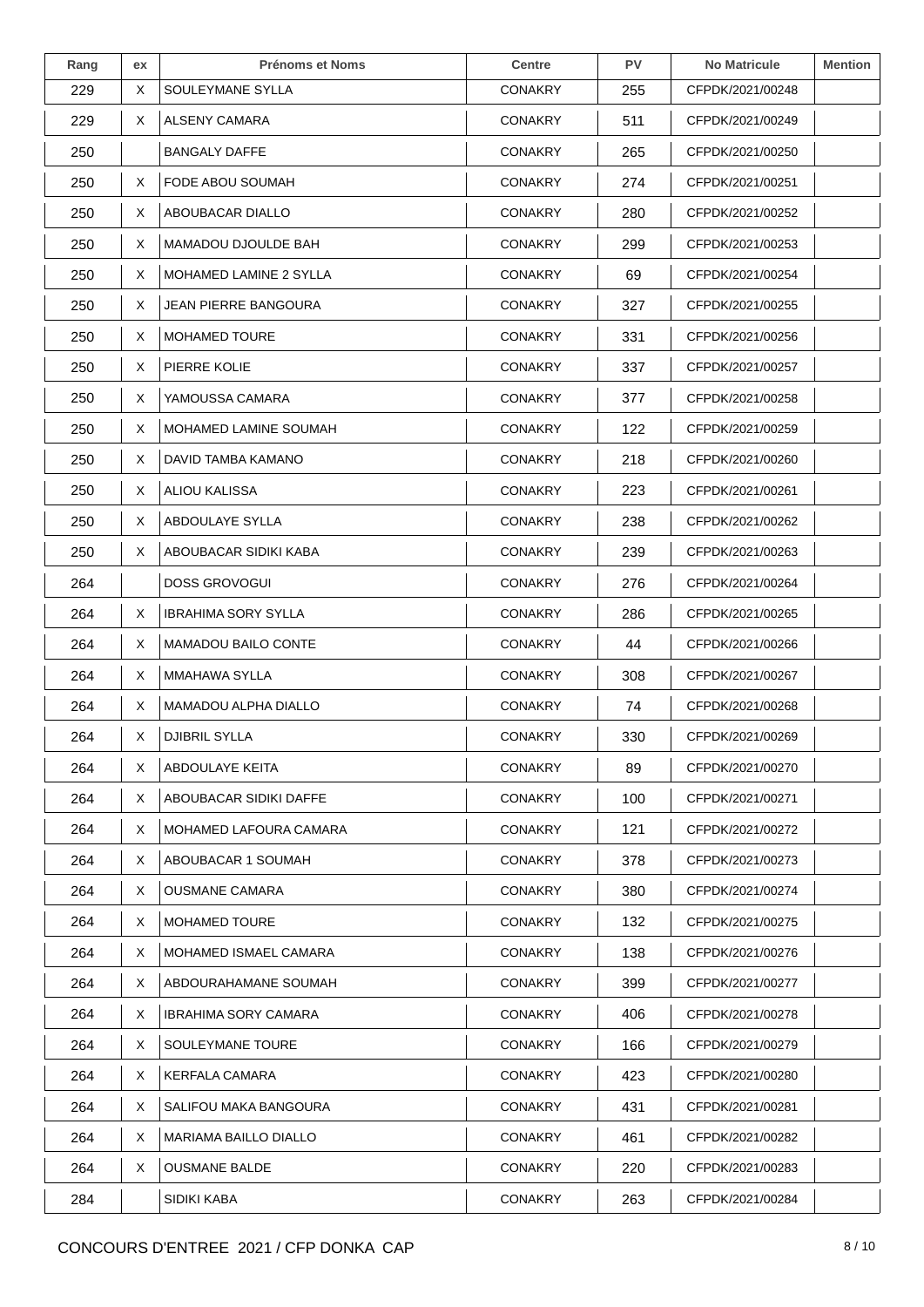| Rang | ex | Prénoms et Noms | Centre | PV | No Matricule | Mention |
|---|---|---|---|---|---|---|
| 229 | X | SOULEYMANE SYLLA | CONAKRY | 255 | CFPDK/2021/00248 | |
| 229 | X | ALSENY CAMARA | CONAKRY | 511 | CFPDK/2021/00249 | |
| 250 | | BANGALY DAFFE | CONAKRY | 265 | CFPDK/2021/00250 | |
| 250 | X | FODE ABOU SOUMAH | CONAKRY | 274 | CFPDK/2021/00251 | |
| 250 | X | ABOUBACAR DIALLO | CONAKRY | 280 | CFPDK/2021/00252 | |
| 250 | X | MAMADOU DJOULDE BAH | CONAKRY | 299 | CFPDK/2021/00253 | |
| 250 | X | MOHAMED LAMINE 2 SYLLA | CONAKRY | 69 | CFPDK/2021/00254 | |
| 250 | X | JEAN PIERRE BANGOURA | CONAKRY | 327 | CFPDK/2021/00255 | |
| 250 | X | MOHAMED TOURE | CONAKRY | 331 | CFPDK/2021/00256 | |
| 250 | X | PIERRE KOLIE | CONAKRY | 337 | CFPDK/2021/00257 | |
| 250 | X | YAMOUSSA CAMARA | CONAKRY | 377 | CFPDK/2021/00258 | |
| 250 | X | MOHAMED LAMINE SOUMAH | CONAKRY | 122 | CFPDK/2021/00259 | |
| 250 | X | DAVID TAMBA KAMANO | CONAKRY | 218 | CFPDK/2021/00260 | |
| 250 | X | ALIOU KALISSA | CONAKRY | 223 | CFPDK/2021/00261 | |
| 250 | X | ABDOULAYE SYLLA | CONAKRY | 238 | CFPDK/2021/00262 | |
| 250 | X | ABOUBACAR SIDIKI KABA | CONAKRY | 239 | CFPDK/2021/00263 | |
| 264 | | DOSS GROVOGUI | CONAKRY | 276 | CFPDK/2021/00264 | |
| 264 | X | IBRAHIMA SORY SYLLA | CONAKRY | 286 | CFPDK/2021/00265 | |
| 264 | X | MAMADOU BAILO CONTE | CONAKRY | 44 | CFPDK/2021/00266 | |
| 264 | X | MMAHAWA SYLLA | CONAKRY | 308 | CFPDK/2021/00267 | |
| 264 | X | MAMADOU ALPHA DIALLO | CONAKRY | 74 | CFPDK/2021/00268 | |
| 264 | X | DJIBRIL SYLLA | CONAKRY | 330 | CFPDK/2021/00269 | |
| 264 | X | ABDOULAYE KEITA | CONAKRY | 89 | CFPDK/2021/00270 | |
| 264 | X | ABOUBACAR SIDIKI DAFFE | CONAKRY | 100 | CFPDK/2021/00271 | |
| 264 | X | MOHAMED LAFOURA CAMARA | CONAKRY | 121 | CFPDK/2021/00272 | |
| 264 | X | ABOUBACAR 1 SOUMAH | CONAKRY | 378 | CFPDK/2021/00273 | |
| 264 | X | OUSMANE CAMARA | CONAKRY | 380 | CFPDK/2021/00274 | |
| 264 | X | MOHAMED TOURE | CONAKRY | 132 | CFPDK/2021/00275 | |
| 264 | X | MOHAMED ISMAEL CAMARA | CONAKRY | 138 | CFPDK/2021/00276 | |
| 264 | X | ABDOURAHAMANE SOUMAH | CONAKRY | 399 | CFPDK/2021/00277 | |
| 264 | X | IBRAHIMA SORY CAMARA | CONAKRY | 406 | CFPDK/2021/00278 | |
| 264 | X | SOULEYMANE TOURE | CONAKRY | 166 | CFPDK/2021/00279 | |
| 264 | X | KERFALA CAMARA | CONAKRY | 423 | CFPDK/2021/00280 | |
| 264 | X | SALIFOU MAKA BANGOURA | CONAKRY | 431 | CFPDK/2021/00281 | |
| 264 | X | MARIAMA BAILLO DIALLO | CONAKRY | 461 | CFPDK/2021/00282 | |
| 264 | X | OUSMANE BALDE | CONAKRY | 220 | CFPDK/2021/00283 | |
| 284 | | SIDIKI KABA | CONAKRY | 263 | CFPDK/2021/00284 | |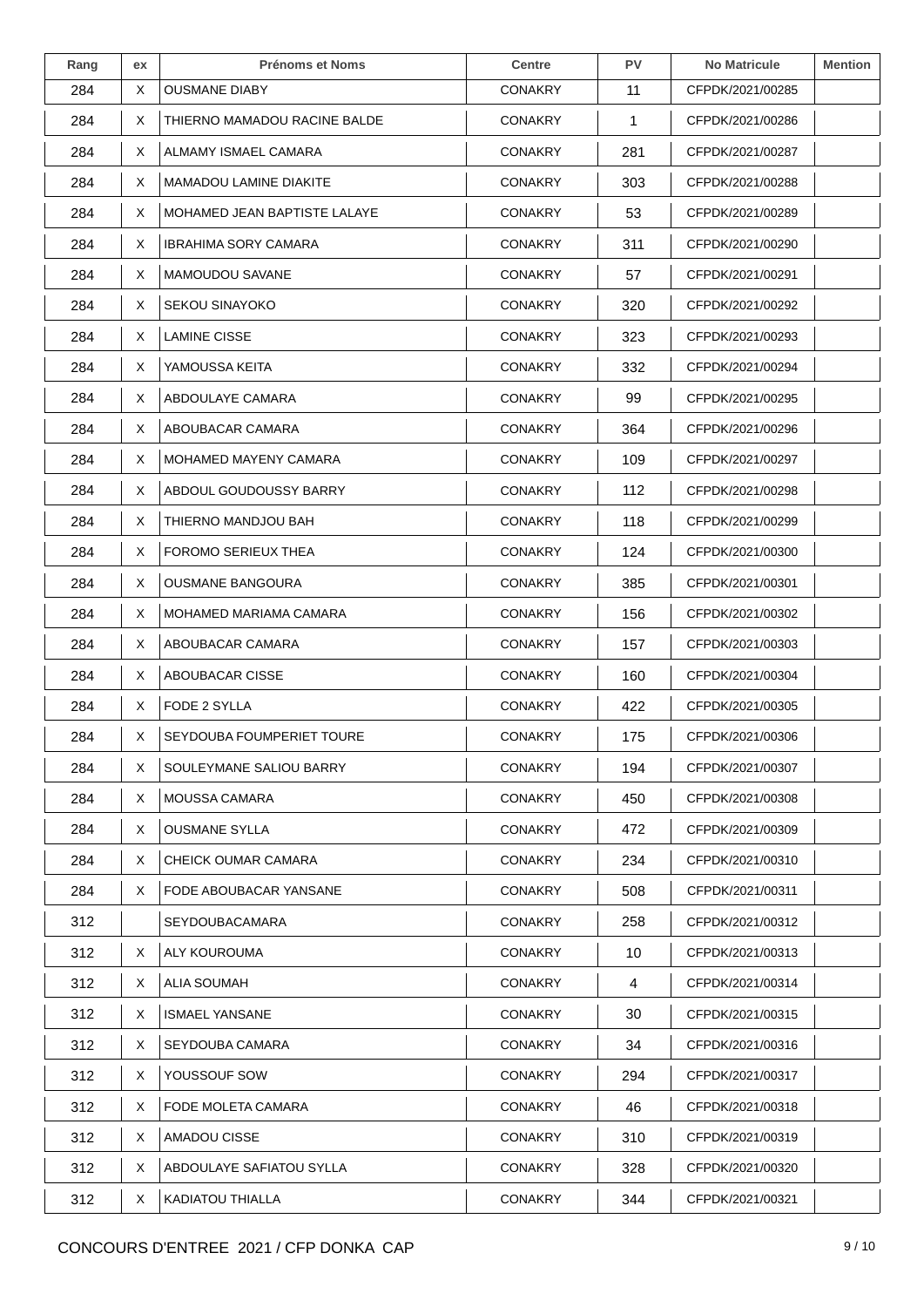| Rang | ex | Prénoms et Noms | Centre | PV | No Matricule | Mention |
|---|---|---|---|---|---|---|
| 284 | X | OUSMANE DIABY | CONAKRY | 11 | CFPDK/2021/00285 | |
| 284 | X | THIERNO MAMADOU RACINE BALDE | CONAKRY | 1 | CFPDK/2021/00286 | |
| 284 | X | ALMAMY ISMAEL CAMARA | CONAKRY | 281 | CFPDK/2021/00287 | |
| 284 | X | MAMADOU LAMINE DIAKITE | CONAKRY | 303 | CFPDK/2021/00288 | |
| 284 | X | MOHAMED JEAN BAPTISTE LALAYE | CONAKRY | 53 | CFPDK/2021/00289 | |
| 284 | X | IBRAHIMA SORY CAMARA | CONAKRY | 311 | CFPDK/2021/00290 | |
| 284 | X | MAMOUDOU SAVANE | CONAKRY | 57 | CFPDK/2021/00291 | |
| 284 | X | SEKOU SINAYOKO | CONAKRY | 320 | CFPDK/2021/00292 | |
| 284 | X | LAMINE CISSE | CONAKRY | 323 | CFPDK/2021/00293 | |
| 284 | X | YAMOUSSA KEITA | CONAKRY | 332 | CFPDK/2021/00294 | |
| 284 | X | ABDOULAYE CAMARA | CONAKRY | 99 | CFPDK/2021/00295 | |
| 284 | X | ABOUBACAR CAMARA | CONAKRY | 364 | CFPDK/2021/00296 | |
| 284 | X | MOHAMED MAYENY CAMARA | CONAKRY | 109 | CFPDK/2021/00297 | |
| 284 | X | ABDOUL GOUDOUSSY BARRY | CONAKRY | 112 | CFPDK/2021/00298 | |
| 284 | X | THIERNO MANDJOU BAH | CONAKRY | 118 | CFPDK/2021/00299 | |
| 284 | X | FOROMO SERIEUX THEA | CONAKRY | 124 | CFPDK/2021/00300 | |
| 284 | X | OUSMANE BANGOURA | CONAKRY | 385 | CFPDK/2021/00301 | |
| 284 | X | MOHAMED MARIAMA CAMARA | CONAKRY | 156 | CFPDK/2021/00302 | |
| 284 | X | ABOUBACAR CAMARA | CONAKRY | 157 | CFPDK/2021/00303 | |
| 284 | X | ABOUBACAR CISSE | CONAKRY | 160 | CFPDK/2021/00304 | |
| 284 | X | FODE 2 SYLLA | CONAKRY | 422 | CFPDK/2021/00305 | |
| 284 | X | SEYDOUBA FOUMPERIET TOURE | CONAKRY | 175 | CFPDK/2021/00306 | |
| 284 | X | SOULEYMANE SALIOU BARRY | CONAKRY | 194 | CFPDK/2021/00307 | |
| 284 | X | MOUSSA CAMARA | CONAKRY | 450 | CFPDK/2021/00308 | |
| 284 | X | OUSMANE SYLLA | CONAKRY | 472 | CFPDK/2021/00309 | |
| 284 | X | CHEICK OUMAR CAMARA | CONAKRY | 234 | CFPDK/2021/00310 | |
| 284 | X | FODE ABOUBACAR YANSANE | CONAKRY | 508 | CFPDK/2021/00311 | |
| 312 | | SEYDOUBACAMARA | CONAKRY | 258 | CFPDK/2021/00312 | |
| 312 | X | ALY KOUROUMA | CONAKRY | 10 | CFPDK/2021/00313 | |
| 312 | X | ALIA SOUMAH | CONAKRY | 4 | CFPDK/2021/00314 | |
| 312 | X | ISMAEL YANSANE | CONAKRY | 30 | CFPDK/2021/00315 | |
| 312 | X | SEYDOUBA CAMARA | CONAKRY | 34 | CFPDK/2021/00316 | |
| 312 | X | YOUSSOUF SOW | CONAKRY | 294 | CFPDK/2021/00317 | |
| 312 | X | FODE MOLETA CAMARA | CONAKRY | 46 | CFPDK/2021/00318 | |
| 312 | X | AMADOU CISSE | CONAKRY | 310 | CFPDK/2021/00319 | |
| 312 | X | ABDOULAYE SAFIATOU SYLLA | CONAKRY | 328 | CFPDK/2021/00320 | |
| 312 | X | KADIATOU THIALLA | CONAKRY | 344 | CFPDK/2021/00321 | |

CONCOURS D'ENTREE 2021 / CFP DONKA CAP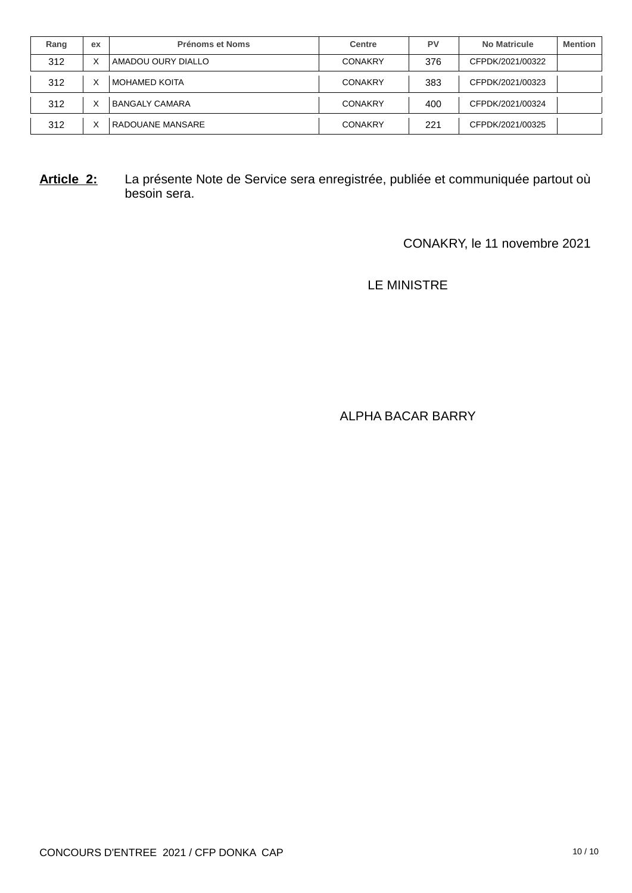| Rang | ex | Prénoms et Noms | Centre | PV | No Matricule | Mention |
|---|---|---|---|---|---|---|
| 312 | X | AMADOU OURY DIALLO | CONAKRY | 376 | CFPDK/2021/00322 | |
| 312 | X | MOHAMED KOITA | CONAKRY | 383 | CFPDK/2021/00323 | |
| 312 | X | BANGALY CAMARA | CONAKRY | 400 | CFPDK/2021/00324 | |
| 312 | X | RADOUANE MANSARE | CONAKRY | 221 | CFPDK/2021/00325 | |

**Article 2:** La présente Note de Service sera enregistrée, publiée et communiquée partout où besoin sera.

CONAKRY, le 11 novembre 2021

LE MINISTRE

ALPHA BACAR BARRY